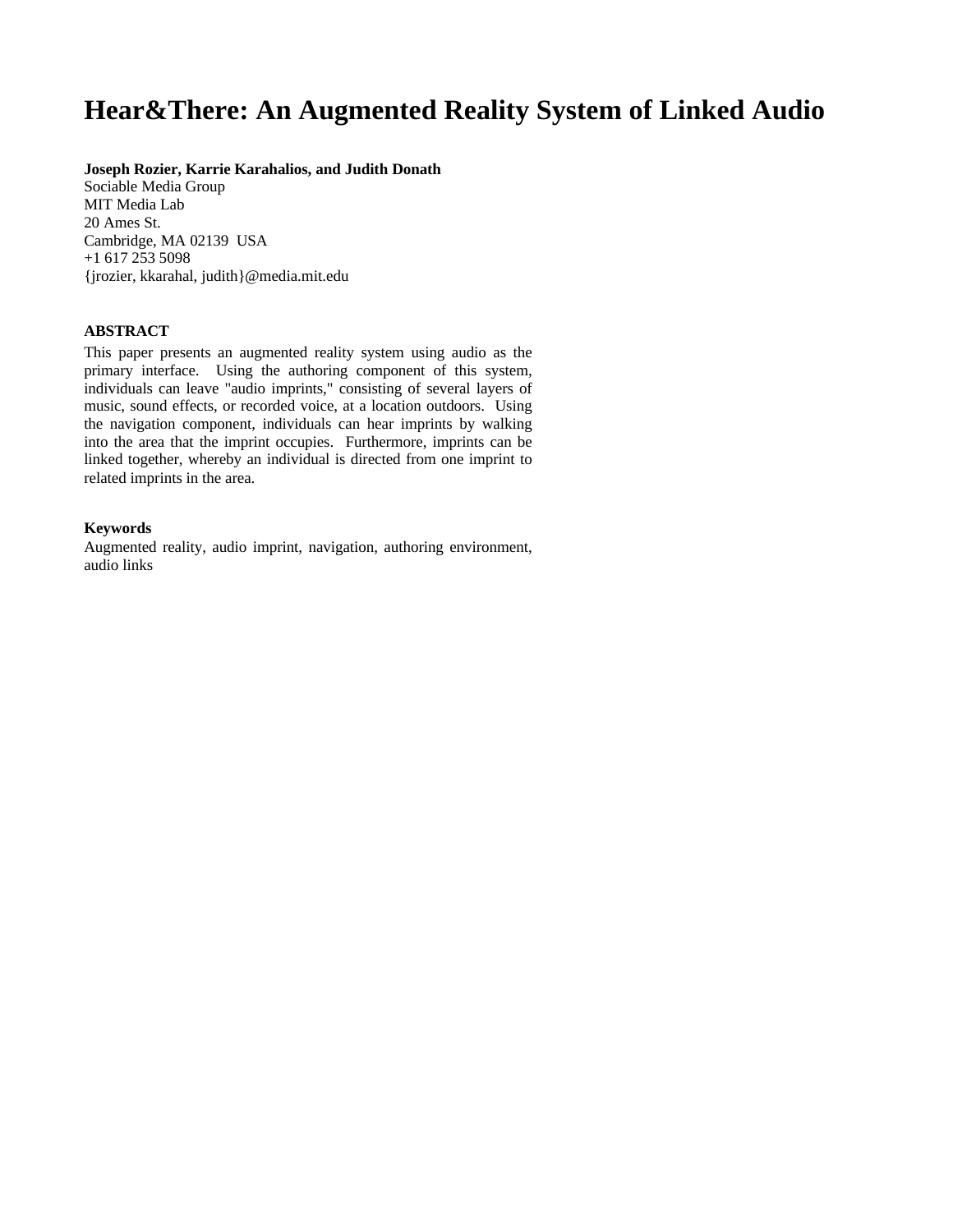# Hear&There: An Augmented Reality System of Linked Audio

**Joseph Rozier, Karrie Karahalios, and Judith Donath**
Sociable Media Group
MIT Media Lab
20 Ames St.
Cambridge, MA 02139 USA
+1 617 253 5098
{jrozier, kkarahal, judith}@media.mit.edu

## ABSTRACT

This paper presents an augmented reality system using audio as the primary interface. Using the authoring component of this system, individuals can leave "audio imprints," consisting of several layers of music, sound effects, or recorded voice, at a location outdoors. Using the navigation component, individuals can hear imprints by walking into the area that the imprint occupies. Furthermore, imprints can be linked together, whereby an individual is directed from one imprint to related imprints in the area.

## Keywords

Augmented reality, audio imprint, navigation, authoring environment, audio links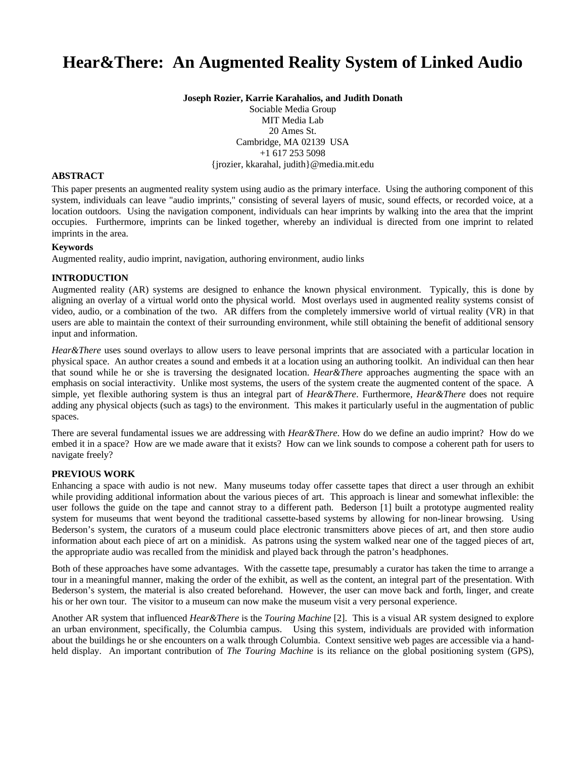# Hear&There: An Augmented Reality System of Linked Audio

**Joseph Rozier, Karrie Karahalios, and Judith Donath**

Sociable Media Group
MIT Media Lab
20 Ames St.
Cambridge, MA 02139 USA
+1 617 253 5098
{jrozier, kkarahal, judith}@media.mit.edu

## ABSTRACT

This paper presents an augmented reality system using audio as the primary interface. Using the authoring component of this system, individuals can leave "audio imprints," consisting of several layers of music, sound effects, or recorded voice, at a location outdoors. Using the navigation component, individuals can hear imprints by walking into the area that the imprint occupies. Furthermore, imprints can be linked together, whereby an individual is directed from one imprint to related imprints in the area.

### Keywords

Augmented reality, audio imprint, navigation, authoring environment, audio links

## INTRODUCTION

Augmented reality (AR) systems are designed to enhance the known physical environment. Typically, this is done by aligning an overlay of a virtual world onto the physical world. Most overlays used in augmented reality systems consist of video, audio, or a combination of the two. AR differs from the completely immersive world of virtual reality (VR) in that users are able to maintain the context of their surrounding environment, while still obtaining the benefit of additional sensory input and information.

*Hear&There* uses sound overlays to allow users to leave personal imprints that are associated with a particular location in physical space. An author creates a sound and embeds it at a location using an authoring toolkit. An individual can then hear that sound while he or she is traversing the designated location. *Hear&There* approaches augmenting the space with an emphasis on social interactivity. Unlike most systems, the users of the system create the augmented content of the space. A simple, yet flexible authoring system is thus an integral part of *Hear&There*. Furthermore, *Hear&There* does not require adding any physical objects (such as tags) to the environment. This makes it particularly useful in the augmentation of public spaces.

There are several fundamental issues we are addressing with *Hear&There*. How do we define an audio imprint? How do we embed it in a space? How are we made aware that it exists? How can we link sounds to compose a coherent path for users to navigate freely?

## PREVIOUS WORK

Enhancing a space with audio is not new. Many museums today offer cassette tapes that direct a user through an exhibit while providing additional information about the various pieces of art. This approach is linear and somewhat inflexible: the user follows the guide on the tape and cannot stray to a different path. Bederson [1] built a prototype augmented reality system for museums that went beyond the traditional cassette-based systems by allowing for non-linear browsing. Using Bederson's system, the curators of a museum could place electronic transmitters above pieces of art, and then store audio information about each piece of art on a minidisk. As patrons using the system walked near one of the tagged pieces of art, the appropriate audio was recalled from the minidisk and played back through the patron's headphones.

Both of these approaches have some advantages. With the cassette tape, presumably a curator has taken the time to arrange a tour in a meaningful manner, making the order of the exhibit, as well as the content, an integral part of the presentation. With Bederson's system, the material is also created beforehand. However, the user can move back and forth, linger, and create his or her own tour. The visitor to a museum can now make the museum visit a very personal experience.

Another AR system that influenced *Hear&There* is the *Touring Machine* [2]. This is a visual AR system designed to explore an urban environment, specifically, the Columbia campus. Using this system, individuals are provided with information about the buildings he or she encounters on a walk through Columbia. Context sensitive web pages are accessible via a hand-held display. An important contribution of *The Touring Machine* is its reliance on the global positioning system (GPS),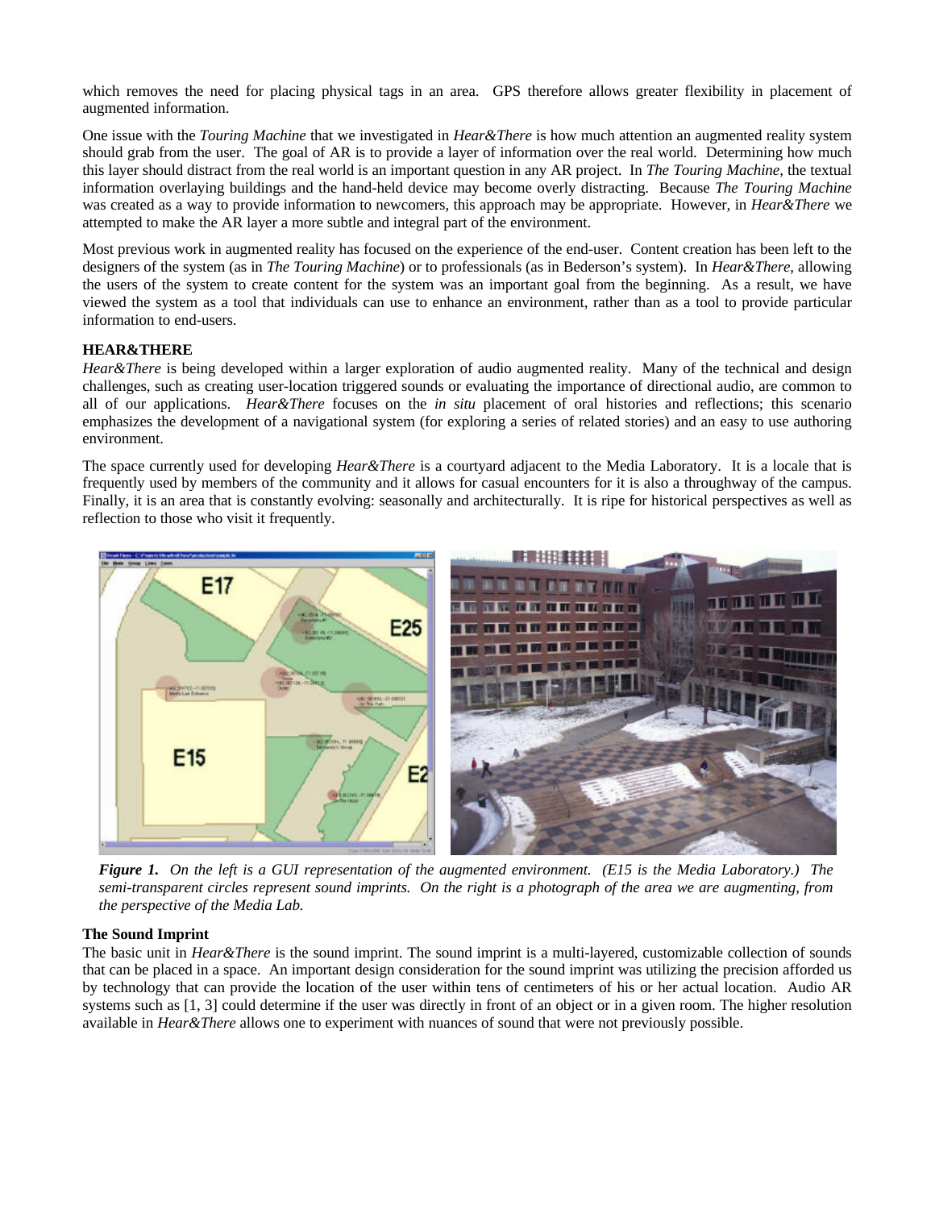which removes the need for placing physical tags in an area. GPS therefore allows greater flexibility in placement of augmented information.

One issue with the *Touring Machine* that we investigated in *Hear&There* is how much attention an augmented reality system should grab from the user. The goal of AR is to provide a layer of information over the real world. Determining how much this layer should distract from the real world is an important question in any AR project. In *The Touring Machine*, the textual information overlaying buildings and the hand-held device may become overly distracting. Because *The Touring Machine* was created as a way to provide information to newcomers, this approach may be appropriate. However, in *Hear&There* we attempted to make the AR layer a more subtle and integral part of the environment.

Most previous work in augmented reality has focused on the experience of the end-user. Content creation has been left to the designers of the system (as in *The Touring Machine*) or to professionals (as in Bederson's system). In *Hear&There*, allowing the users of the system to create content for the system was an important goal from the beginning. As a result, we have viewed the system as a tool that individuals can use to enhance an environment, rather than as a tool to provide particular information to end-users.

## HEAR&THERE

*Hear&There* is being developed within a larger exploration of audio augmented reality. Many of the technical and design challenges, such as creating user-location triggered sounds or evaluating the importance of directional audio, are common to all of our applications. *Hear&There* focuses on the *in situ* placement of oral histories and reflections; this scenario emphasizes the development of a navigational system (for exploring a series of related stories) and an easy to use authoring environment.

The space currently used for developing *Hear&There* is a courtyard adjacent to the Media Laboratory. It is a locale that is frequently used by members of the community and it allows for casual encounters for it is also a throughway of the campus. Finally, it is an area that is constantly evolving: seasonally and architecturally. It is ripe for historical perspectives as well as reflection to those who visit it frequently.

***Figure 1.*** *On the left is a GUI representation of the augmented environment. (E15 is the Media Laboratory.) The semi-transparent circles represent sound imprints. On the right is a photograph of the area we are augmenting, from the perspective of the Media Lab.*

### The Sound Imprint

The basic unit in *Hear&There* is the sound imprint. The sound imprint is a multi-layered, customizable collection of sounds that can be placed in a space. An important design consideration for the sound imprint was utilizing the precision afforded us by technology that can provide the location of the user within tens of centimeters of his or her actual location. Audio AR systems such as [1, 3] could determine if the user was directly in front of an object or in a given room. The higher resolution available in *Hear&There* allows one to experiment with nuances of sound that were not previously possible.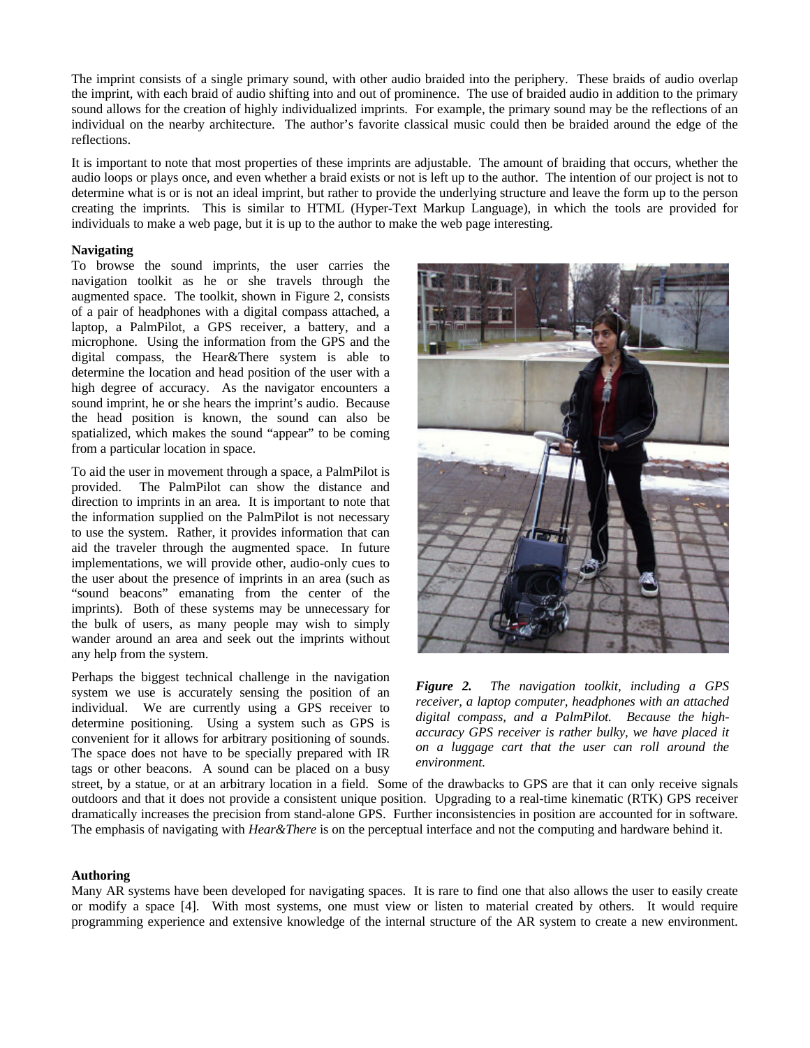The imprint consists of a single primary sound, with other audio braided into the periphery. These braids of audio overlap the imprint, with each braid of audio shifting into and out of prominence. The use of braided audio in addition to the primary sound allows for the creation of highly individualized imprints. For example, the primary sound may be the reflections of an individual on the nearby architecture. The author's favorite classical music could then be braided around the edge of the reflections.

It is important to note that most properties of these imprints are adjustable. The amount of braiding that occurs, whether the audio loops or plays once, and even whether a braid exists or not is left up to the author. The intention of our project is not to determine what is or is not an ideal imprint, but rather to provide the underlying structure and leave the form up to the person creating the imprints. This is similar to HTML (Hyper-Text Markup Language), in which the tools are provided for individuals to make a web page, but it is up to the author to make the web page interesting.

**Navigating**

To browse the sound imprints, the user carries the navigation toolkit as he or she travels through the augmented space. The toolkit, shown in Figure 2, consists of a pair of headphones with a digital compass attached, a laptop, a PalmPilot, a GPS receiver, a battery, and a microphone. Using the information from the GPS and the digital compass, the Hear&There system is able to determine the location and head position of the user with a high degree of accuracy. As the navigator encounters a sound imprint, he or she hears the imprint's audio. Because the head position is known, the sound can also be spatialized, which makes the sound "appear" to be coming from a particular location in space.

To aid the user in movement through a space, a PalmPilot is provided. The PalmPilot can show the distance and direction to imprints in an area. It is important to note that the information supplied on the PalmPilot is not necessary to use the system. Rather, it provides information that can aid the traveler through the augmented space. In future implementations, we will provide other, audio-only cues to the user about the presence of imprints in an area (such as "sound beacons" emanating from the center of the imprints). Both of these systems may be unnecessary for the bulk of users, as many people may wish to simply wander around an area and seek out the imprints without any help from the system.

*__Figure 2.__ The navigation toolkit, including a GPS receiver, a laptop computer, headphones with an attached digital compass, and a PalmPilot. Because the high-accuracy GPS receiver is rather bulky, we have placed it on a luggage cart that the user can roll around the environment.*

Perhaps the biggest technical challenge in the navigation system we use is accurately sensing the position of an individual. We are currently using a GPS receiver to determine positioning. Using a system such as GPS is convenient for it allows for arbitrary positioning of sounds. The space does not have to be specially prepared with IR tags or other beacons. A sound can be placed on a busy street, by a statue, or at an arbitrary location in a field. Some of the drawbacks to GPS are that it can only receive signals outdoors and that it does not provide a consistent unique position. Upgrading to a real-time kinematic (RTK) GPS receiver dramatically increases the precision from stand-alone GPS. Further inconsistencies in position are accounted for in software. The emphasis of navigating with *Hear&There* is on the perceptual interface and not the computing and hardware behind it.

**Authoring**

Many AR systems have been developed for navigating spaces. It is rare to find one that also allows the user to easily create or modify a space [4]. With most systems, one must view or listen to material created by others. It would require programming experience and extensive knowledge of the internal structure of the AR system to create a new environment.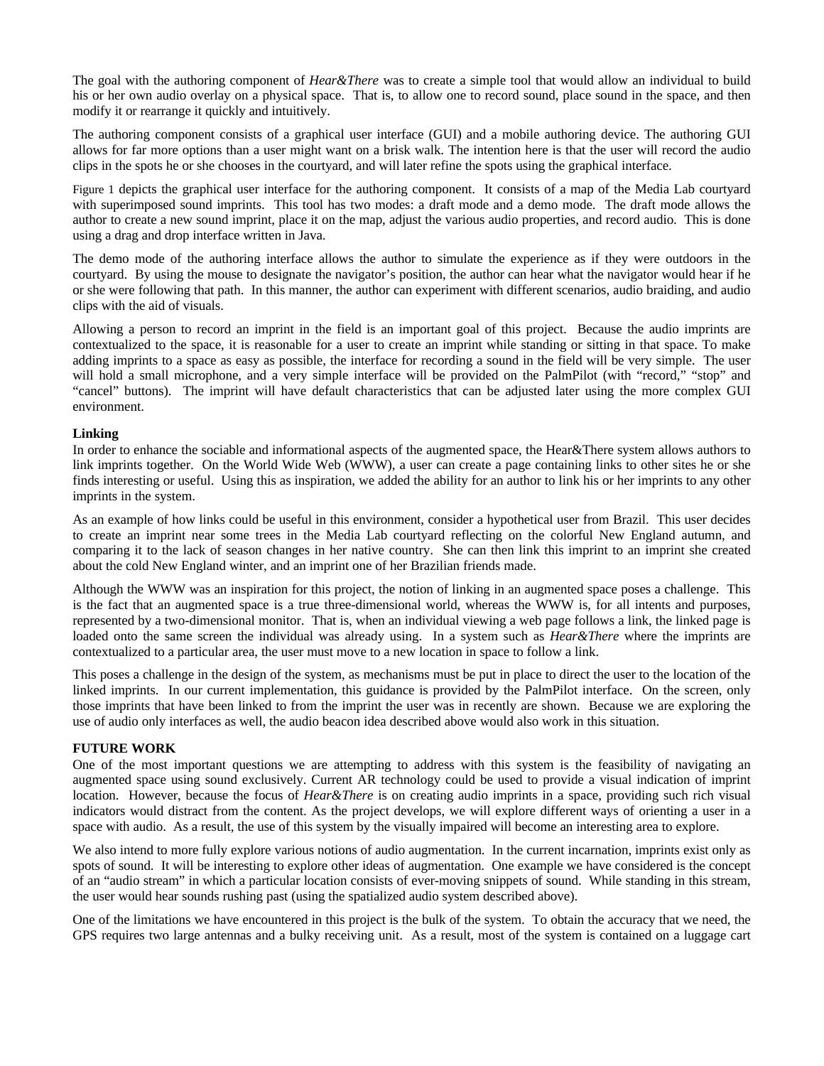The goal with the authoring component of *Hear&There* was to create a simple tool that would allow an individual to build his or her own audio overlay on a physical space. That is, to allow one to record sound, place sound in the space, and then modify it or rearrange it quickly and intuitively.

The authoring component consists of a graphical user interface (GUI) and a mobile authoring device. The authoring GUI allows for far more options than a user might want on a brisk walk. The intention here is that the user will record the audio clips in the spots he or she chooses in the courtyard, and will later refine the spots using the graphical interface.

Figure 1 depicts the graphical user interface for the authoring component. It consists of a map of the Media Lab courtyard with superimposed sound imprints. This tool has two modes: a draft mode and a demo mode. The draft mode allows the author to create a new sound imprint, place it on the map, adjust the various audio properties, and record audio. This is done using a drag and drop interface written in Java.

The demo mode of the authoring interface allows the author to simulate the experience as if they were outdoors in the courtyard. By using the mouse to designate the navigator's position, the author can hear what the navigator would hear if he or she were following that path. In this manner, the author can experiment with different scenarios, audio braiding, and audio clips with the aid of visuals.

Allowing a person to record an imprint in the field is an important goal of this project. Because the audio imprints are contextualized to the space, it is reasonable for a user to create an imprint while standing or sitting in that space. To make adding imprints to a space as easy as possible, the interface for recording a sound in the field will be very simple. The user will hold a small microphone, and a very simple interface will be provided on the PalmPilot (with "record," "stop" and "cancel" buttons). The imprint will have default characteristics that can be adjusted later using the more complex GUI environment.

**Linking**

In order to enhance the sociable and informational aspects of the augmented space, the Hear&There system allows authors to link imprints together. On the World Wide Web (WWW), a user can create a page containing links to other sites he or she finds interesting or useful. Using this as inspiration, we added the ability for an author to link his or her imprints to any other imprints in the system.

As an example of how links could be useful in this environment, consider a hypothetical user from Brazil. This user decides to create an imprint near some trees in the Media Lab courtyard reflecting on the colorful New England autumn, and comparing it to the lack of season changes in her native country. She can then link this imprint to an imprint she created about the cold New England winter, and an imprint one of her Brazilian friends made.

Although the WWW was an inspiration for this project, the notion of linking in an augmented space poses a challenge. This is the fact that an augmented space is a true three-dimensional world, whereas the WWW is, for all intents and purposes, represented by a two-dimensional monitor. That is, when an individual viewing a web page follows a link, the linked page is loaded onto the same screen the individual was already using. In a system such as *Hear&There* where the imprints are contextualized to a particular area, the user must move to a new location in space to follow a link.

This poses a challenge in the design of the system, as mechanisms must be put in place to direct the user to the location of the linked imprints. In our current implementation, this guidance is provided by the PalmPilot interface. On the screen, only those imprints that have been linked to from the imprint the user was in recently are shown. Because we are exploring the use of audio only interfaces as well, the audio beacon idea described above would also work in this situation.

**FUTURE WORK**

One of the most important questions we are attempting to address with this system is the feasibility of navigating an augmented space using sound exclusively. Current AR technology could be used to provide a visual indication of imprint location. However, because the focus of *Hear&There* is on creating audio imprints in a space, providing such rich visual indicators would distract from the content. As the project develops, we will explore different ways of orienting a user in a space with audio. As a result, the use of this system by the visually impaired will become an interesting area to explore.

We also intend to more fully explore various notions of audio augmentation. In the current incarnation, imprints exist only as spots of sound. It will be interesting to explore other ideas of augmentation. One example we have considered is the concept of an "audio stream" in which a particular location consists of ever-moving snippets of sound. While standing in this stream, the user would hear sounds rushing past (using the spatialized audio system described above).

One of the limitations we have encountered in this project is the bulk of the system. To obtain the accuracy that we need, the GPS requires two large antennas and a bulky receiving unit. As a result, most of the system is contained on a luggage cart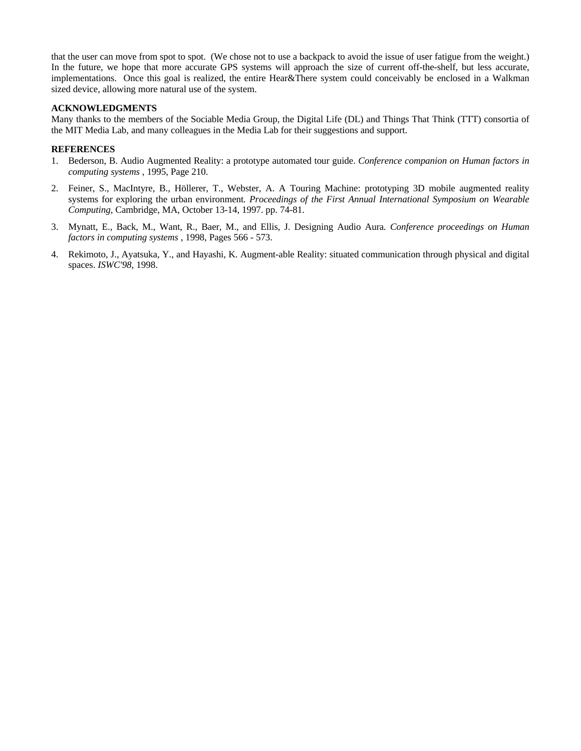that the user can move from spot to spot. (We chose not to use a backpack to avoid the issue of user fatigue from the weight.) In the future, we hope that more accurate GPS systems will approach the size of current off-the-shelf, but less accurate, implementations. Once this goal is realized, the entire Hear&There system could conceivably be enclosed in a Walkman sized device, allowing more natural use of the system.

## ACKNOWLEDGMENTS

Many thanks to the members of the Sociable Media Group, the Digital Life (DL) and Things That Think (TTT) consortia of the MIT Media Lab, and many colleagues in the Media Lab for their suggestions and support.

## REFERENCES

1. Bederson, B. Audio Augmented Reality: a prototype automated tour guide. *Conference companion on Human factors in computing systems* , 1995, Page 210.
2. Feiner, S., MacIntyre, B., Höllerer, T., Webster, A. A Touring Machine: prototyping 3D mobile augmented reality systems for exploring the urban environment*. Proceedings of the First Annual International Symposium on Wearable Computing*, Cambridge, MA, October 13-14, 1997. pp. 74-81.
3. Mynatt, E., Back, M., Want, R., Baer, M., and Ellis, J. Designing Audio Aura*. Conference proceedings on Human factors in computing systems* , 1998, Pages 566 - 573.
4. Rekimoto, J., Ayatsuka, Y., and Hayashi, K. Augment-able Reality: situated communication through physical and digital spaces. *ISWC'98*, 1998.